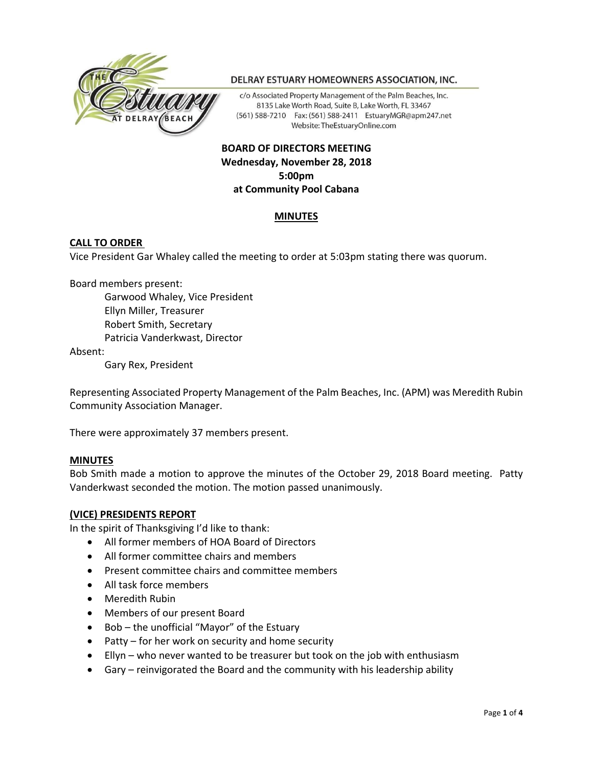DELRAY ESTUARY HOMEOWNERS ASSOCIATION, INC.

c/o Associated Property Management of the Palm Beaches, Inc.
8135 Lake Worth Road, Suite B, Lake Worth, FL 33467
(561) 588-7210 Fax: (561) 588-2411 EstuaryMGR@apm247.net
Website: TheEstuaryOnline.com

**BOARD OF DIRECTORS MEETING**
**Wednesday, November 28, 2018**
**5:00pm**
**at Community Pool Cabana**

## MINUTES

### CALL TO ORDER

Vice President Gar Whaley called the meeting to order at 5:03pm stating there was quorum.

Board members present:

- Garwood Whaley, Vice President
- Ellyn Miller, Treasurer
- Robert Smith, Secretary
- Patricia Vanderkwast, Director

Absent:

- Gary Rex, President

Representing Associated Property Management of the Palm Beaches, Inc. (APM) was Meredith Rubin Community Association Manager.

There were approximately 37 members present.

### MINUTES

Bob Smith made a motion to approve the minutes of the October 29, 2018 Board meeting. Patty Vanderkwast seconded the motion. The motion passed unanimously.

### (VICE) PRESIDENTS REPORT

In the spirit of Thanksgiving I'd like to thank:

- All former members of HOA Board of Directors
- All former committee chairs and members
- Present committee chairs and committee members
- All task force members
- Meredith Rubin
- Members of our present Board
- Bob – the unofficial "Mayor" of the Estuary
- Patty – for her work on security and home security
- Ellyn – who never wanted to be treasurer but took on the job with enthusiasm
- Gary – reinvigorated the Board and the community with his leadership ability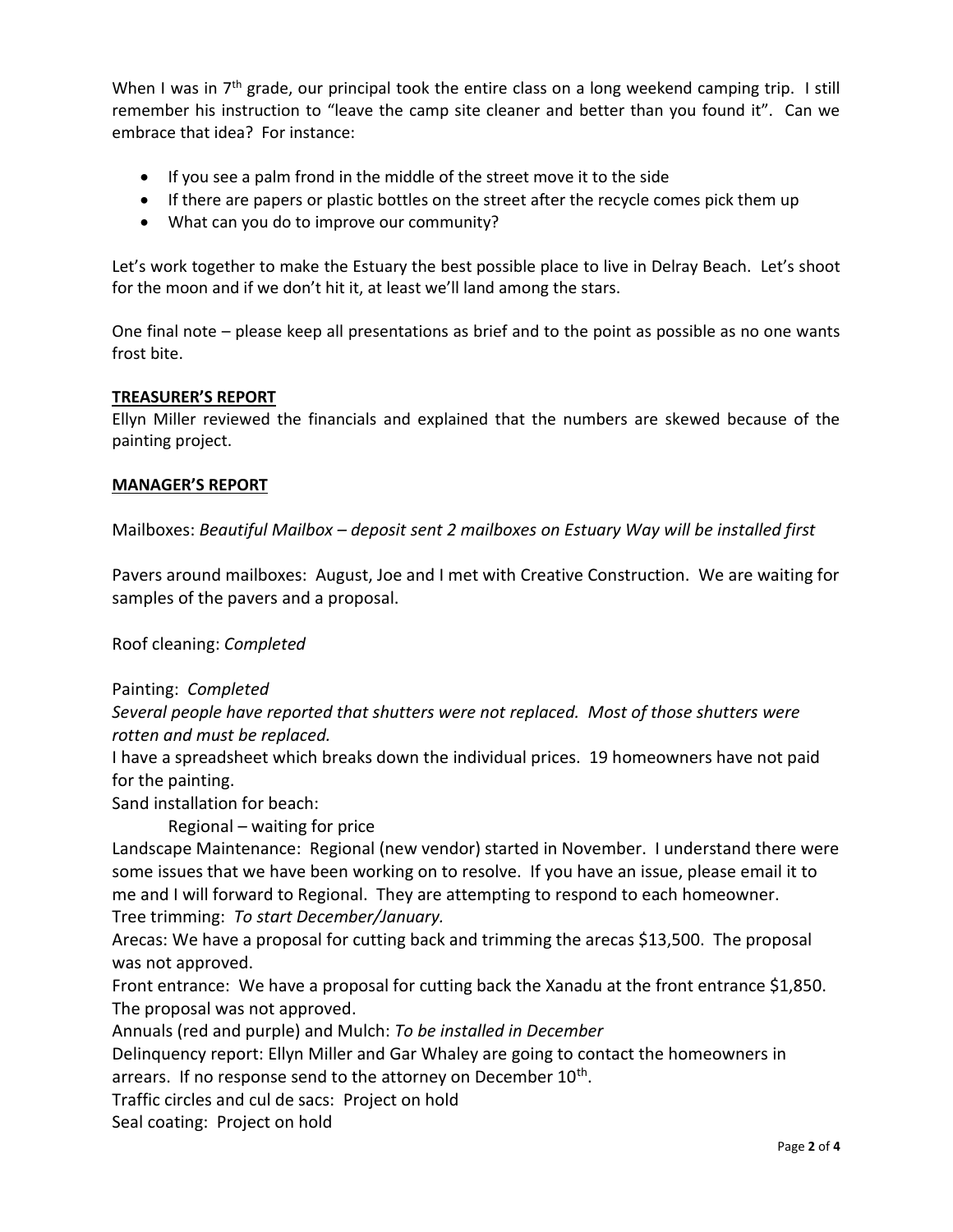When I was in 7th grade, our principal took the entire class on a long weekend camping trip. I still remember his instruction to "leave the camp site cleaner and better than you found it". Can we embrace that idea? For instance:

- If you see a palm frond in the middle of the street move it to the side
- If there are papers or plastic bottles on the street after the recycle comes pick them up
- What can you do to improve our community?

Let's work together to make the Estuary the best possible place to live in Delray Beach. Let's shoot for the moon and if we don't hit it, at least we'll land among the stars.

One final note – please keep all presentations as brief and to the point as possible as no one wants frost bite.

**TREASURER'S REPORT**

Ellyn Miller reviewed the financials and explained that the numbers are skewed because of the painting project.

**MANAGER'S REPORT**

Mailboxes: *Beautiful Mailbox – deposit sent 2 mailboxes on Estuary Way will be installed first*

Pavers around mailboxes: August, Joe and I met with Creative Construction. We are waiting for samples of the pavers and a proposal.

Roof cleaning: *Completed*

Painting: *Completed*
*Several people have reported that shutters were not replaced. Most of those shutters were rotten and must be replaced.*
I have a spreadsheet which breaks down the individual prices. 19 homeowners have not paid for the painting.
Sand installation for beach:
Regional – waiting for price
Landscape Maintenance: Regional (new vendor) started in November. I understand there were some issues that we have been working on to resolve. If you have an issue, please email it to me and I will forward to Regional. They are attempting to respond to each homeowner.
Tree trimming: *To start December/January.*
Arecas: We have a proposal for cutting back and trimming the arecas $13,500. The proposal was not approved.
Front entrance: We have a proposal for cutting back the Xanadu at the front entrance $1,850. The proposal was not approved.
Annuals (red and purple) and Mulch: *To be installed in December*
Delinquency report: Ellyn Miller and Gar Whaley are going to contact the homeowners in arrears. If no response send to the attorney on December 10th.
Traffic circles and cul de sacs: Project on hold
Seal coating: Project on hold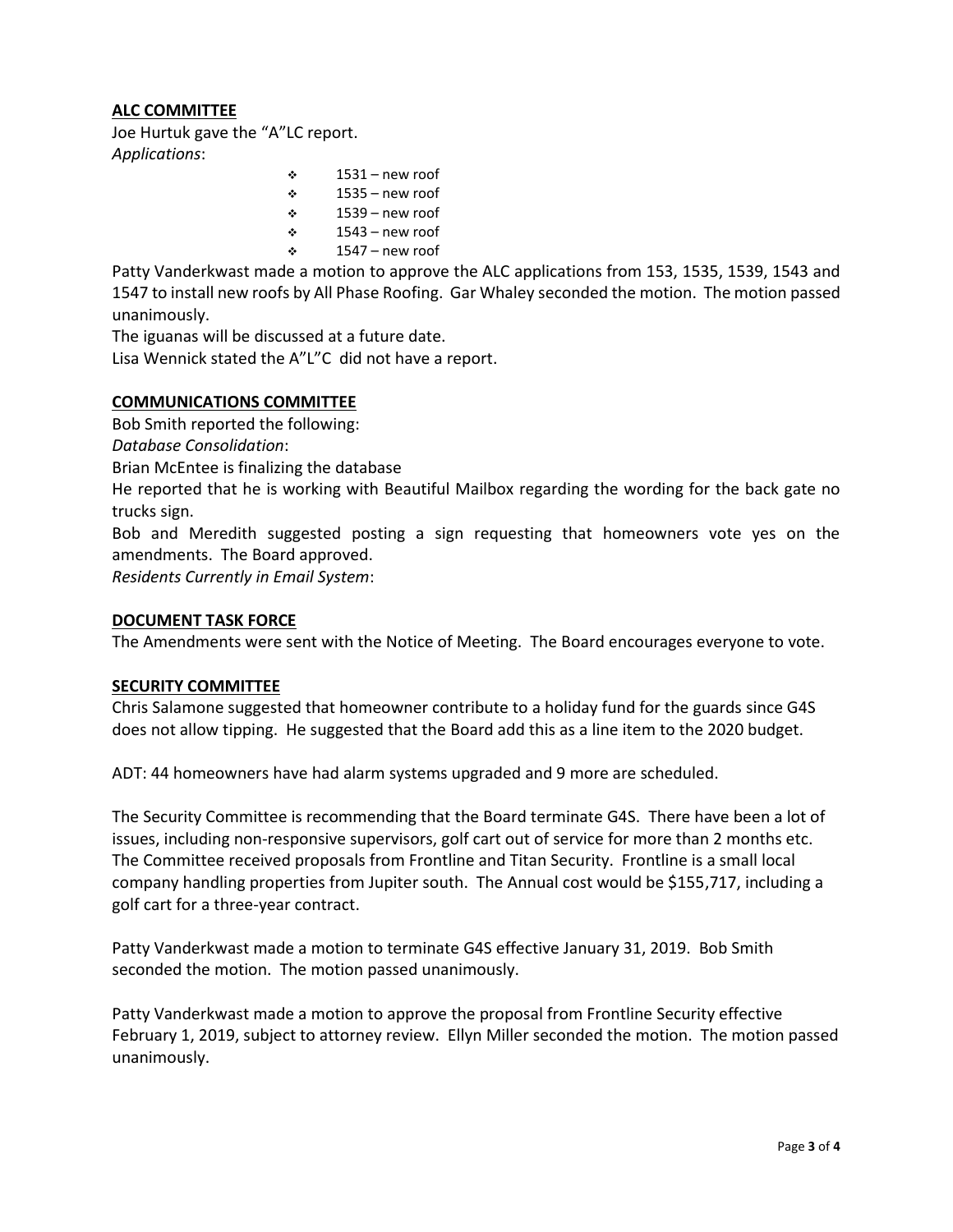**ALC COMMITTEE**

Joe Hurtuk gave the "A"LC report.

*Applications*:

- 1531 – new roof
- 1535 – new roof
- 1539 – new roof
- 1543 – new roof
- 1547 – new roof

Patty Vanderkwast made a motion to approve the ALC applications from 153, 1535, 1539, 1543 and 1547 to install new roofs by All Phase Roofing. Gar Whaley seconded the motion. The motion passed unanimously.

The iguanas will be discussed at a future date.

Lisa Wennick stated the A"L"C did not have a report.

**COMMUNICATIONS COMMITTEE**

Bob Smith reported the following:

*Database Consolidation*:

Brian McEntee is finalizing the database

He reported that he is working with Beautiful Mailbox regarding the wording for the back gate no trucks sign.

Bob and Meredith suggested posting a sign requesting that homeowners vote yes on the amendments. The Board approved.

*Residents Currently in Email System*:

**DOCUMENT TASK FORCE**

The Amendments were sent with the Notice of Meeting. The Board encourages everyone to vote.

**SECURITY COMMITTEE**

Chris Salamone suggested that homeowner contribute to a holiday fund for the guards since G4S does not allow tipping. He suggested that the Board add this as a line item to the 2020 budget.

ADT: 44 homeowners have had alarm systems upgraded and 9 more are scheduled.

The Security Committee is recommending that the Board terminate G4S. There have been a lot of issues, including non-responsive supervisors, golf cart out of service for more than 2 months etc. The Committee received proposals from Frontline and Titan Security. Frontline is a small local company handling properties from Jupiter south. The Annual cost would be $155,717, including a golf cart for a three-year contract.

Patty Vanderkwast made a motion to terminate G4S effective January 31, 2019. Bob Smith seconded the motion. The motion passed unanimously.

Patty Vanderkwast made a motion to approve the proposal from Frontline Security effective February 1, 2019, subject to attorney review. Ellyn Miller seconded the motion. The motion passed unanimously.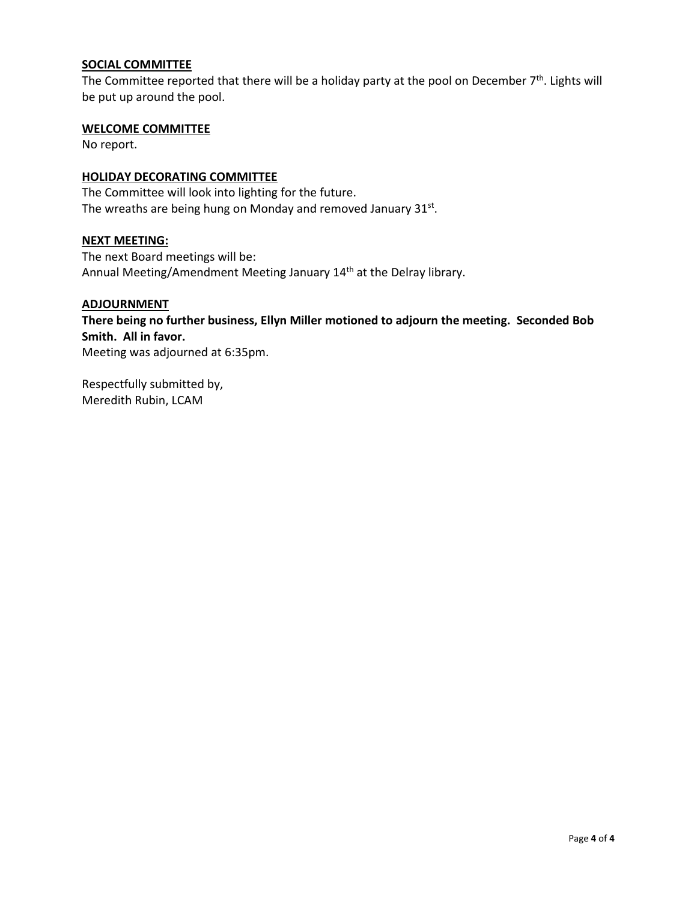**SOCIAL COMMITTEE**

The Committee reported that there will be a holiday party at the pool on December 7th. Lights will be put up around the pool.

**WELCOME COMMITTEE**

No report.

**HOLIDAY DECORATING COMMITTEE**

The Committee will look into lighting for the future.
The wreaths are being hung on Monday and removed January 31st.

**NEXT MEETING:**

The next Board meetings will be:
Annual Meeting/Amendment Meeting January 14th at the Delray library.

**ADJOURNMENT**

**There being no further business, Ellyn Miller motioned to adjourn the meeting. Seconded Bob Smith. All in favor.**
Meeting was adjourned at 6:35pm.

Respectfully submitted by,
Meredith Rubin, LCAM